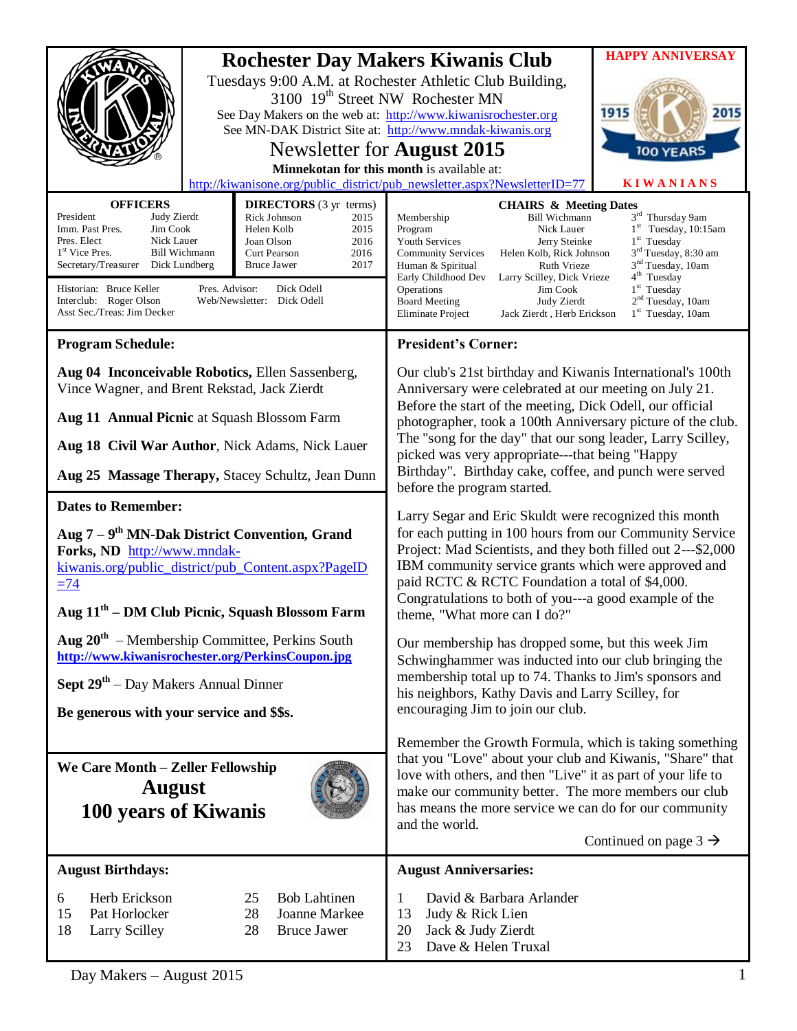# Rochester Day Makers Kiwanis Club

Tuesdays 9:00 A.M. at Rochester Athletic Club Building, 3100 19th Street NW Rochester MN

See Day Makers on the web at: http://www.kiwanisrochester.org

See MN-DAK District Site at: http://www.mndak-kiwanis.org

## Newsletter for August 2015

**Minnekotan for this month** is available at: http://kiwanisone.org/public_district/pub_newsletter.aspx?NewsletterID=77

**HAPPY ANNIVERSAY**

1915 2015 100 YEARS

**KIWANIANS**

### OFFICERS

| | |
|---|---|
| President | Judy Zierdt |
| Imm. Past Pres. | Jim Cook |
| Pres. Elect | Nick Lauer |
| 1st Vice Pres. | Bill Wichmann |
| Secretary/Treasurer | Dick Lundberg |

### DIRECTORS (3 yr terms)

| | |
|---|---|
| Rick Johnson | 2015 |
| Helen Kolb | 2015 |
| Joan Olson | 2016 |
| Curt Pearson | 2016 |
| Bruce Jawer | 2017 |

Historian: Bruce Keller
Interclub: Roger Olson
Asst Sec./Treas: Jim Decker
Pres. Advisor: Dick Odell
Web/Newsletter: Dick Odell

### CHAIRS & Meeting Dates

| | | |
|---|---|---|
| Membership | Bill Wichmann | 3rd Thursday 9am |
| Program | Nick Lauer | 1st Tuesday, 10:15am |
| Youth Services | Jerry Steinke | 1st Tuesday |
| Community Services | Helen Kolb, Rick Johnson | 3rd Tuesday, 8:30 am |
| Human & Spiritual | Ruth Vrieze | 3nd Tuesday, 10am |
| Early Childhood Dev | Larry Scilley, Dick Vrieze | 4th Tuesday |
| Operations | Jim Cook | 1st Tuesday |
| Board Meeting | Judy Zierdt | 2nd Tuesday, 10am |
| Eliminate Project | Jack Zierdt , Herb Erickson | 1st Tuesday, 10am |

## Program Schedule:

**Aug 04 Inconceivable Robotics,** Ellen Sassenberg, Vince Wagner, and Brent Rekstad, Jack Zierdt

**Aug 11 Annual Picnic** at Squash Blossom Farm

**Aug 18 Civil War Author**, Nick Adams, Nick Lauer

**Aug 25 Massage Therapy,** Stacey Schultz, Jean Dunn

## Dates to Remember:

**Aug 7 – 9th MN-Dak District Convention, Grand Forks, ND** http://www.mndak-kiwanis.org/public_district/pub_Content.aspx?PageID=74

**Aug 11th – DM Club Picnic, Squash Blossom Farm**

**Aug 20th** – Membership Committee, Perkins South **http://www.kiwanisrochester.org/PerkinsCoupon.jpg**

**Sept 29th** – Day Makers Annual Dinner

**Be generous with your service and $$s.**

## We Care Month – Zeller Fellowship

**August**

**100 years of Kiwanis**

## President's Corner:

Our club's 21st birthday and Kiwanis International's 100th Anniversary were celebrated at our meeting on July 21. Before the start of the meeting, Dick Odell, our official photographer, took a 100th Anniversary picture of the club. The "song for the day" that our song leader, Larry Scilley, picked was very appropriate---that being "Happy Birthday". Birthday cake, coffee, and punch were served before the program started.

Larry Segar and Eric Skuldt were recognized this month for each putting in 100 hours from our Community Service Project: Mad Scientists, and they both filled out 2---$2,000 IBM community service grants which were approved and paid RCTC & RCTC Foundation a total of $4,000. Congratulations to both of you---a good example of the theme, "What more can I do?"

Our membership has dropped some, but this week Jim Schwinghammer was inducted into our club bringing the membership total up to 74. Thanks to Jim's sponsors and his neighbors, Kathy Davis and Larry Scilley, for encouraging Jim to join our club.

Remember the Growth Formula, which is taking something that you "Love" about your club and Kiwanis, "Share" that love with others, and then "Live" it as part of your life to make our community better. The more members our club has means the more service we can do for our community and the world.

Continued on page 3 →

## August Birthdays:

| | | | |
|---|---|---|---|
| 6 | Herb Erickson | 25 | Bob Lahtinen |
| 15 | Pat Horlocker | 28 | Joanne Markee |
| 18 | Larry Scilley | 28 | Bruce Jawer |

## August Anniversaries:

| | |
|---|---|
| 1 | David & Barbara Arlander |
| 13 | Judy & Rick Lien |
| 20 | Jack & Judy Zierdt |
| 23 | Dave & Helen Truxal |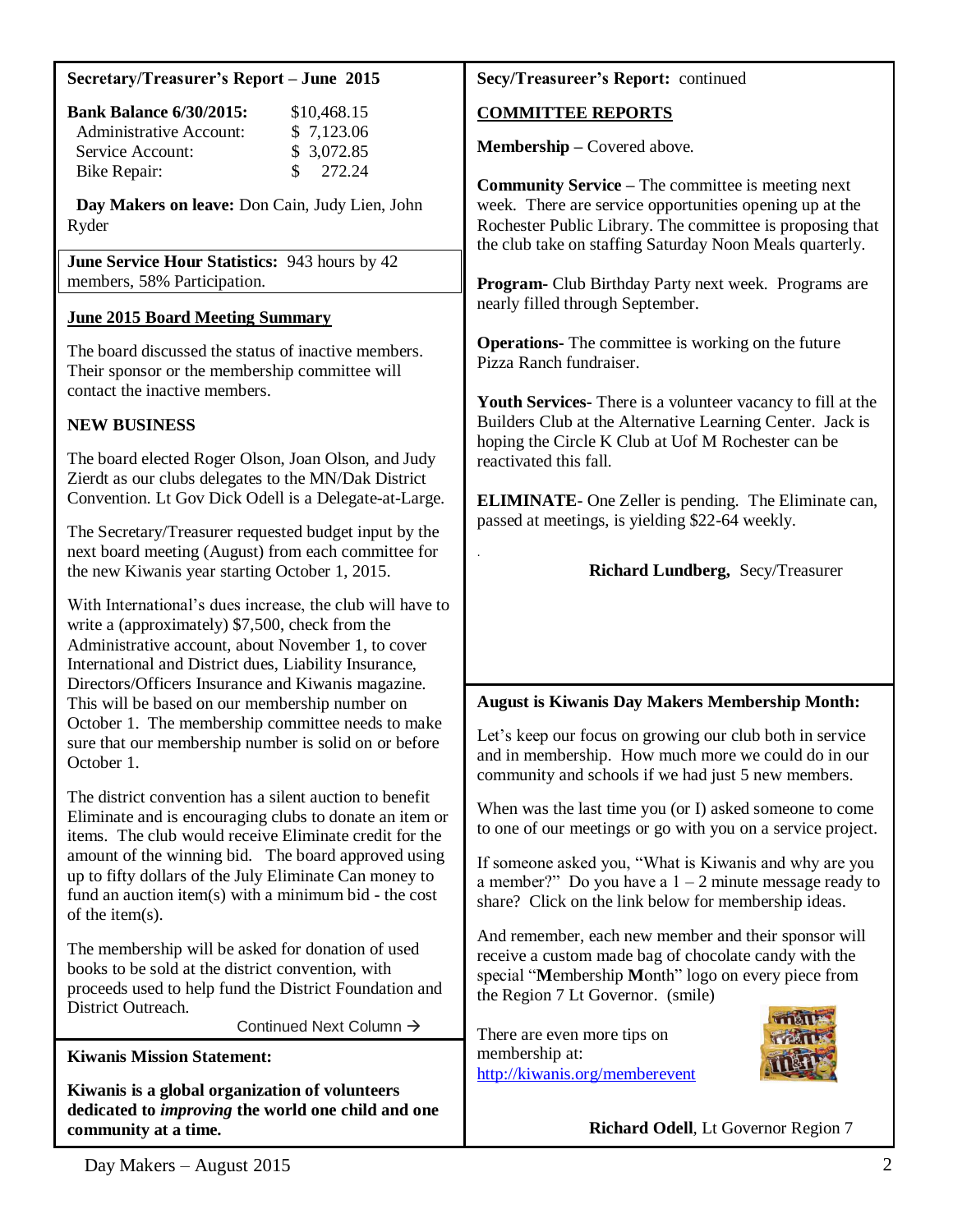**Secretary/Treasurer's Report – June 2015**

| **Bank Balance 6/30/2015:** | $10,468.15 |
| --- | --- |
| Administrative Account: | $ 7,123.06 |
| Service Account: | $ 3,072.85 |
| Bike Repair: | $ 272.24 |

**Day Makers on leave:** Don Cain, Judy Lien, John Ryder

**June Service Hour Statistics:** 943 hours by 42 members, 58% Participation.

**June 2015 Board Meeting Summary**

The board discussed the status of inactive members. Their sponsor or the membership committee will contact the inactive members.

**NEW BUSINESS**

The board elected Roger Olson, Joan Olson, and Judy Zierdt as our clubs delegates to the MN/Dak District Convention. Lt Gov Dick Odell is a Delegate-at-Large.

The Secretary/Treasurer requested budget input by the next board meeting (August) from each committee for the new Kiwanis year starting October 1, 2015.

With International's dues increase, the club will have to write a (approximately) $7,500, check from the Administrative account, about November 1, to cover International and District dues, Liability Insurance, Directors/Officers Insurance and Kiwanis magazine. This will be based on our membership number on October 1. The membership committee needs to make sure that our membership number is solid on or before October 1.

The district convention has a silent auction to benefit Eliminate and is encouraging clubs to donate an item or items. The club would receive Eliminate credit for the amount of the winning bid. The board approved using up to fifty dollars of the July Eliminate Can money to fund an auction item(s) with a minimum bid - the cost of the item(s).

The membership will be asked for donation of used books to be sold at the district convention, with proceeds used to help fund the District Foundation and District Outreach.

Continued Next Column →

**Secy/Treasureer's Report:** continued

**COMMITTEE REPORTS**

**Membership –** Covered above.

**Community Service –** The committee is meeting next week. There are service opportunities opening up at the Rochester Public Library. The committee is proposing that the club take on staffing Saturday Noon Meals quarterly.

**Program-** Club Birthday Party next week. Programs are nearly filled through September.

**Operations-** The committee is working on the future Pizza Ranch fundraiser.

**Youth Services-** There is a volunteer vacancy to fill at the Builders Club at the Alternative Learning Center. Jack is hoping the Circle K Club at Uof M Rochester can be reactivated this fall.

**ELIMINATE**- One Zeller is pending. The Eliminate can, passed at meetings, is yielding $22-64 weekly.

**Richard Lundberg,** Secy/Treasurer

**Kiwanis Mission Statement:**

**Kiwanis is a global organization of volunteers dedicated to *improving* the world one child and one community at a time.**

**August is Kiwanis Day Makers Membership Month:**

Let's keep our focus on growing our club both in service and in membership. How much more we could do in our community and schools if we had just 5 new members.

When was the last time you (or I) asked someone to come to one of our meetings or go with you on a service project.

If someone asked you, "What is Kiwanis and why are you a member?" Do you have a 1 – 2 minute message ready to share? Click on the link below for membership ideas.

And remember, each new member and their sponsor will receive a custom made bag of chocolate candy with the special "**M**embership **M**onth" logo on every piece from the Region 7 Lt Governor. (smile)

There are even more tips on membership at: http://kiwanis.org/memberevent

**Richard Odell**, Lt Governor Region 7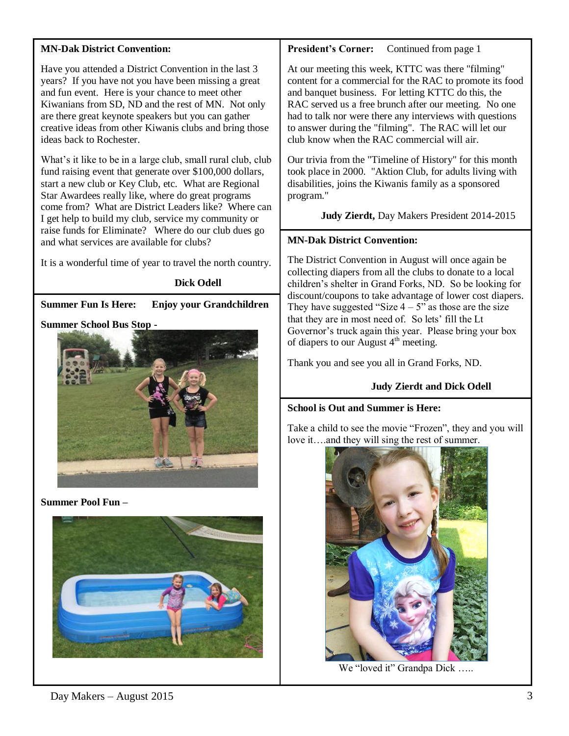**MN-Dak District Convention:**

Have you attended a District Convention in the last 3 years? If you have not you have been missing a great and fun event. Here is your chance to meet other Kiwanians from SD, ND and the rest of MN. Not only are there great keynote speakers but you can gather creative ideas from other Kiwanis clubs and bring those ideas back to Rochester.

What's it like to be in a large club, small rural club, club fund raising event that generate over $100,000 dollars, start a new club or Key Club, etc. What are Regional Star Awardees really like, where do great programs come from? What are District Leaders like? Where can I get help to build my club, service my community or raise funds for Eliminate? Where do our club dues go and what services are available for clubs?

It is a wonderful time of year to travel the north country.

**Dick Odell**

**Summer Fun Is Here: Enjoy your Grandchildren**

**Summer School Bus Stop -**

**Summer Pool Fun –**

**President's Corner:** Continued from page 1

At our meeting this week, KTTC was there "filming" content for a commercial for the RAC to promote its food and banquet business. For letting KTTC do this, the RAC served us a free brunch after our meeting. No one had to talk nor were there any interviews with questions to answer during the "filming". The RAC will let our club know when the RAC commercial will air.

Our trivia from the "Timeline of History" for this month took place in 2000. "Aktion Club, for adults living with disabilities, joins the Kiwanis family as a sponsored program."

**Judy Zierdt,** Day Makers President 2014-2015

**MN-Dak District Convention:**

The District Convention in August will once again be collecting diapers from all the clubs to donate to a local children's shelter in Grand Forks, ND. So be looking for discount/coupons to take advantage of lower cost diapers. They have suggested "Size 4 – 5" as those are the size that they are in most need of. So lets' fill the Lt Governor's truck again this year. Please bring your box of diapers to our August 4th meeting.

Thank you and see you all in Grand Forks, ND.

**Judy Zierdt and Dick Odell**

**School is Out and Summer is Here:**

Take a child to see the movie "Frozen", they and you will love it….and they will sing the rest of summer.

We "loved it" Grandpa Dick …..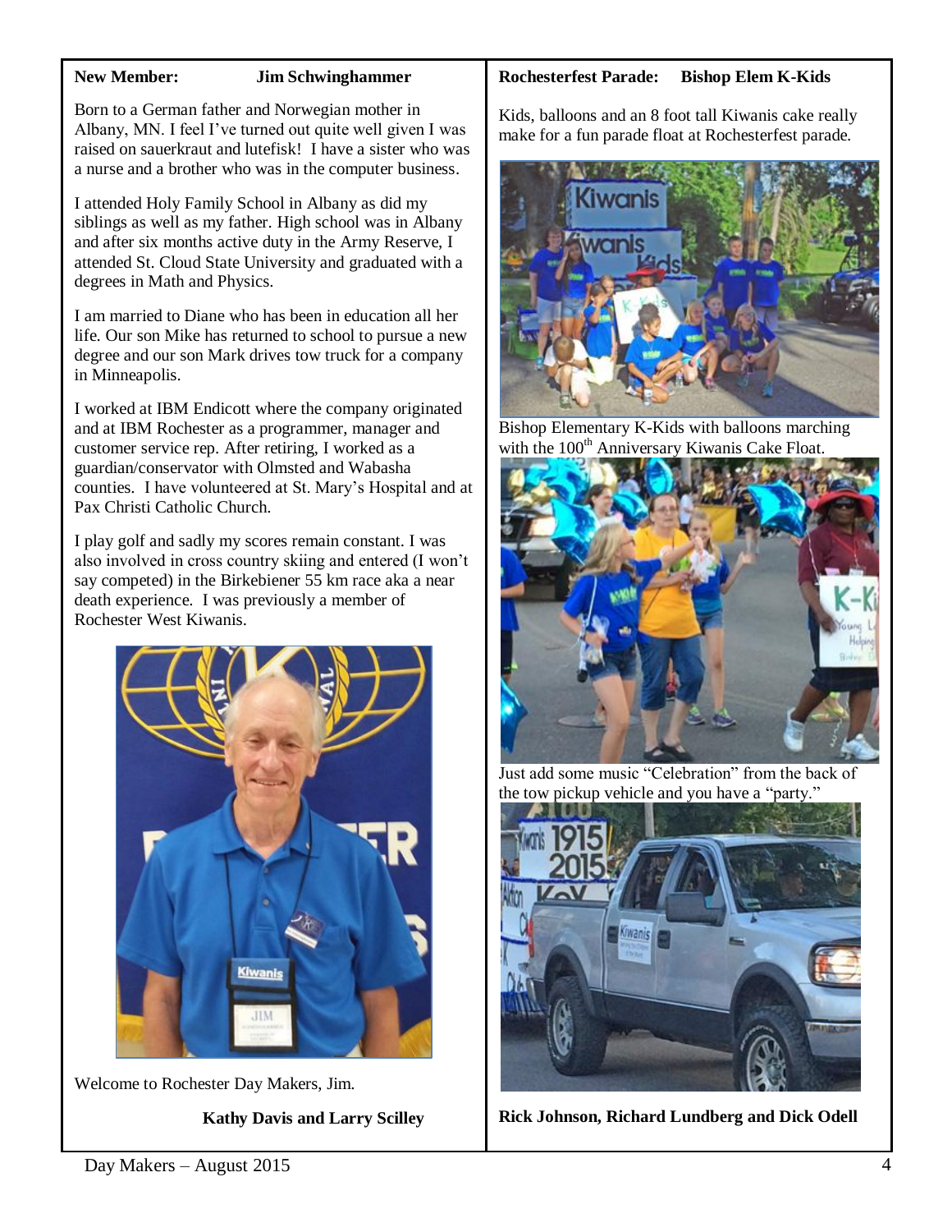**New Member: Jim Schwinghammer**

Born to a German father and Norwegian mother in Albany, MN. I feel I've turned out quite well given I was raised on sauerkraut and lutefisk! I have a sister who was a nurse and a brother who was in the computer business.

I attended Holy Family School in Albany as did my siblings as well as my father. High school was in Albany and after six months active duty in the Army Reserve, I attended St. Cloud State University and graduated with a degrees in Math and Physics.

I am married to Diane who has been in education all her life. Our son Mike has returned to school to pursue a new degree and our son Mark drives tow truck for a company in Minneapolis.

I worked at IBM Endicott where the company originated and at IBM Rochester as a programmer, manager and customer service rep. After retiring, I worked as a guardian/conservator with Olmsted and Wabasha counties. I have volunteered at St. Mary's Hospital and at Pax Christi Catholic Church.

I play golf and sadly my scores remain constant. I was also involved in cross country skiing and entered (I won't say competed) in the Birkebiener 55 km race aka a near death experience. I was previously a member of Rochester West Kiwanis.

Welcome to Rochester Day Makers, Jim.

**Kathy Davis and Larry Scilley**

**Rochesterfest Parade: Bishop Elem K-Kids**

Kids, balloons and an 8 foot tall Kiwanis cake really make for a fun parade float at Rochesterfest parade.

Bishop Elementary K-Kids with balloons marching with the 100th Anniversary Kiwanis Cake Float.

Just add some music "Celebration" from the back of the tow pickup vehicle and you have a "party."

**Rick Johnson, Richard Lundberg and Dick Odell**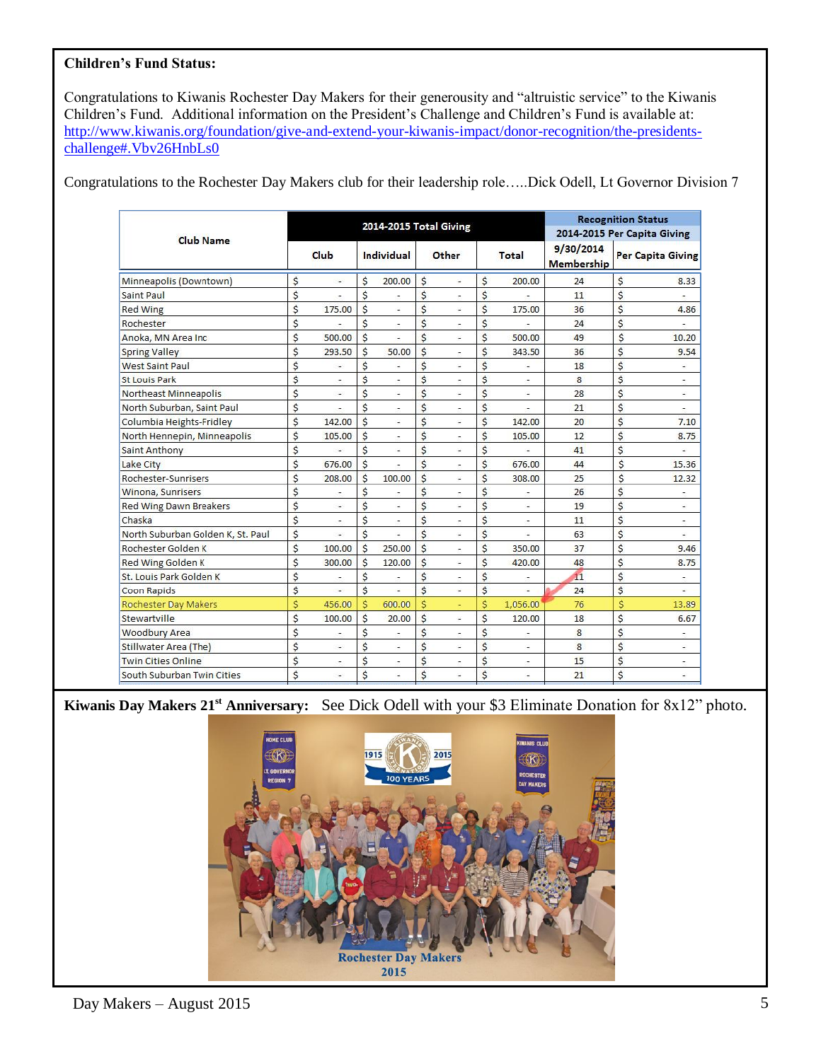**Children's Fund Status:**

Congratulations to Kiwanis Rochester Day Makers for their generousity and "altruistic service" to the Kiwanis Children's Fund. Additional information on the President's Challenge and Children's Fund is available at: http://www.kiwanis.org/foundation/give-and-extend-your-kiwanis-impact/donor-recognition/the-presidents-challenge#.Vbv26HnbLs0

Congratulations to the Rochester Day Makers club for their leadership role…..Dick Odell, Lt Governor Division 7

| Club Name | 2014-2015 Total Giving | | | | Recognition Status 2014-2015 Per Capita Giving | |
|---|---|---|---|---|---|---|
| | Club | Individual | Other | Total | 9/30/2014 Membership | Per Capita Giving |
| Minneapolis (Downtown) | $ - | $ 200.00 | $ - | $ 200.00 | 24 | $ 8.33 |
| Saint Paul | $ - | $ - | $ - | $ - | 11 | $ - |
| Red Wing | $ 175.00 | $ - | $ - | $ 175.00 | 36 | $ 4.86 |
| Rochester | $ - | $ - | $ - | $ - | 24 | $ - |
| Anoka, MN Area Inc | $ 500.00 | $ - | $ - | $ 500.00 | 49 | $ 10.20 |
| Spring Valley | $ 293.50 | $ 50.00 | $ - | $ 343.50 | 36 | $ 9.54 |
| West Saint Paul | $ - | $ - | $ - | $ - | 18 | $ - |
| St Louis Park | $ - | $ - | $ - | $ - | 8 | $ - |
| Northeast Minneapolis | $ - | $ - | $ - | $ - | 28 | $ - |
| North Suburban, Saint Paul | $ - | $ - | $ - | $ - | 21 | $ - |
| Columbia Heights-Fridley | $ 142.00 | $ - | $ - | $ 142.00 | 20 | $ 7.10 |
| North Hennepin, Minneapolis | $ 105.00 | $ - | $ - | $ 105.00 | 12 | $ 8.75 |
| Saint Anthony | $ - | $ - | $ - | $ - | 41 | $ - |
| Lake City | $ 676.00 | $ - | $ - | $ 676.00 | 44 | $ 15.36 |
| Rochester-Sunrisers | $ 208.00 | $ 100.00 | $ - | $ 308.00 | 25 | $ 12.32 |
| Winona, Sunrisers | $ - | $ - | $ - | $ - | 26 | $ - |
| Red Wing Dawn Breakers | $ - | $ - | $ - | $ - | 19 | $ - |
| Chaska | $ - | $ - | $ - | $ - | 11 | $ - |
| North Suburban Golden K, St. Paul | $ - | $ - | $ - | $ - | 63 | $ - |
| Rochester Golden K | $ 100.00 | $ 250.00 | $ - | $ 350.00 | 37 | $ 9.46 |
| Red Wing Golden K | $ 300.00 | $ 120.00 | $ - | $ 420.00 | 48 | $ 8.75 |
| St. Louis Park Golden K | $ - | $ - | $ - | $ - | 11 | $ - |
| Coon Rapids | $ - | $ - | $ - | $ - | 24 | $ - |
| Rochester Day Makers | $ 456.00 | $ 600.00 | $ - | $ 1,056.00 | 76 | $ 13.89 |
| Stewartville | $ 100.00 | $ 20.00 | $ - | $ 120.00 | 18 | $ 6.67 |
| Woodbury Area | $ - | $ - | $ - | $ - | 8 | $ - |
| Stillwater Area (The) | $ - | $ - | $ - | $ - | 8 | $ - |
| Twin Cities Online | $ - | $ - | $ - | $ - | 15 | $ - |
| South Suburban Twin Cities | $ - | $ - | $ - | $ - | 21 | $ - |

**Kiwanis Day Makers 21st Anniversary:** See Dick Odell with your $3 Eliminate Donation for 8x12" photo.

Rochester Day Makers 2015

Day Makers – August 2015